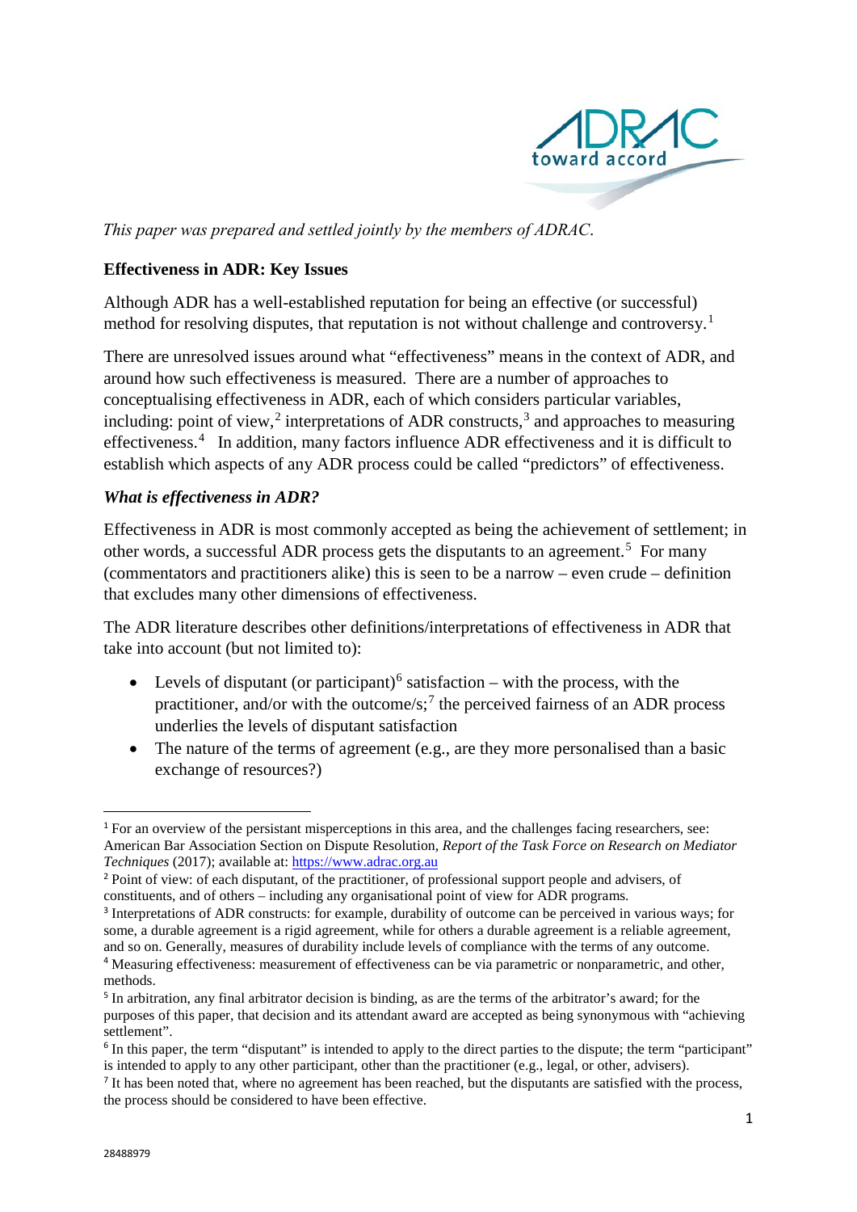*This paper was prepared and settled jointly by the members of ADRAC.*

**Effectiveness in ADR: Key Issues**

Although ADR has a well-established reputation for being an effective (or successful) method for resolving disputes, that reputation is not without challenge and controversy.[1]

There are unresolved issues around what "effectiveness" means in the context of ADR, and around how such effectiveness is measured. There are a number of approaches to conceptualising effectiveness in ADR, each of which considers particular variables, including: point of view,[2] interpretations of ADR constructs,[3] and approaches to measuring effectiveness.[4] In addition, many factors influence ADR effectiveness and it is difficult to establish which aspects of any ADR process could be called "predictors" of effectiveness.

***What is effectiveness in ADR?***

Effectiveness in ADR is most commonly accepted as being the achievement of settlement; in other words, a successful ADR process gets the disputants to an agreement.[5] For many (commentators and practitioners alike) this is seen to be a narrow – even crude – definition that excludes many other dimensions of effectiveness.

The ADR literature describes other definitions/interpretations of effectiveness in ADR that take into account (but not limited to):

- Levels of disputant (or participant)[6] satisfaction – with the process, with the practitioner, and/or with the outcome/s;[7] the perceived fairness of an ADR process underlies the levels of disputant satisfaction
- The nature of the terms of agreement (e.g., are they more personalised than a basic exchange of resources?)

---

[1] For an overview of the persistant misperceptions in this area, and the challenges facing researchers, see: American Bar Association Section on Dispute Resolution, *Report of the Task Force on Research on Mediator Techniques* (2017); available at: https://www.adrac.org.au

[2] Point of view: of each disputant, of the practitioner, of professional support people and advisers, of constituents, and of others – including any organisational point of view for ADR programs.

[3] Interpretations of ADR constructs: for example, durability of outcome can be perceived in various ways; for some, a durable agreement is a rigid agreement, while for others a durable agreement is a reliable agreement, and so on. Generally, measures of durability include levels of compliance with the terms of any outcome.

[4] Measuring effectiveness: measurement of effectiveness can be via parametric or nonparametric, and other, methods.

[5] In arbitration, any final arbitrator decision is binding, as are the terms of the arbitrator's award; for the purposes of this paper, that decision and its attendant award are accepted as being synonymous with "achieving settlement".

[6] In this paper, the term "disputant" is intended to apply to the direct parties to the dispute; the term "participant" is intended to apply to any other participant, other than the practitioner (e.g., legal, or other, advisers).

[7] It has been noted that, where no agreement has been reached, but the disputants are satisfied with the process, the process should be considered to have been effective.

28488979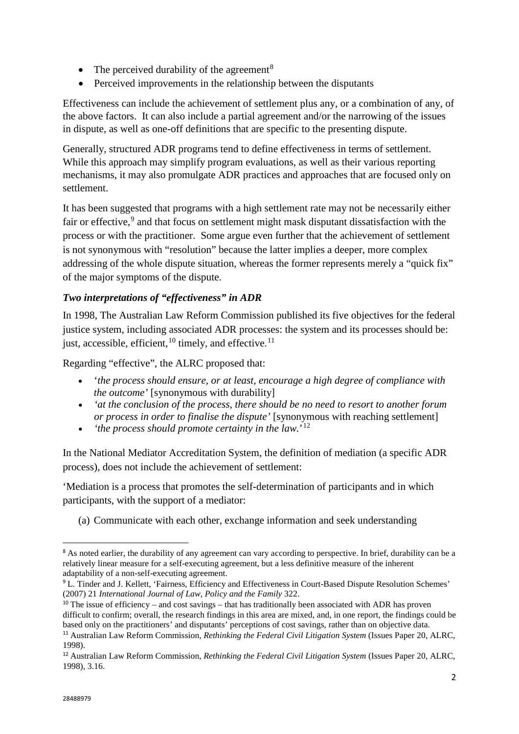- The perceived durability of the agreement[8]
- Perceived improvements in the relationship between the disputants

Effectiveness can include the achievement of settlement plus any, or a combination of any, of the above factors. It can also include a partial agreement and/or the narrowing of the issues in dispute, as well as one-off definitions that are specific to the presenting dispute.

Generally, structured ADR programs tend to define effectiveness in terms of settlement. While this approach may simplify program evaluations, as well as their various reporting mechanisms, it may also promulgate ADR practices and approaches that are focused only on settlement.

It has been suggested that programs with a high settlement rate may not be necessarily either fair or effective,[9] and that focus on settlement might mask disputant dissatisfaction with the process or with the practitioner. Some argue even further that the achievement of settlement is not synonymous with "resolution" because the latter implies a deeper, more complex addressing of the whole dispute situation, whereas the former represents merely a "quick fix" of the major symptoms of the dispute.

### *Two interpretations of "effectiveness" in ADR*

In 1998, The Australian Law Reform Commission published its five objectives for the federal justice system, including associated ADR processes: the system and its processes should be: just, accessible, efficient,[10] timely, and effective.[11]

Regarding "effective", the ALRC proposed that:

- '*the process should ensure, or at least, encourage a high degree of compliance with the outcome'* [synonymous with durability]
- *'at the conclusion of the process, there should be no need to resort to another forum or process in order to finalise the dispute'* [synonymous with reaching settlement]
- *'the process should promote certainty in the law.'*[12]

In the National Mediator Accreditation System, the definition of mediation (a specific ADR process), does not include the achievement of settlement:

'Mediation is a process that promotes the self-determination of participants and in which participants, with the support of a mediator:

(a) Communicate with each other, exchange information and seek understanding

---

[8] As noted earlier, the durability of any agreement can vary according to perspective. In brief, durability can be a relatively linear measure for a self-executing agreement, but a less definitive measure of the inherent adaptability of a non-self-executing agreement.

[9] L. Tinder and J. Kellett, 'Fairness, Efficiency and Effectiveness in Court-Based Dispute Resolution Schemes' (2007) 21 *International Journal of Law, Policy and the Family* 322.

[10] The issue of efficiency – and cost savings – that has traditionally been associated with ADR has proven difficult to confirm; overall, the research findings in this area are mixed, and, in one report, the findings could be based only on the practitioners' and disputants' perceptions of cost savings, rather than on objective data.

[11] Australian Law Reform Commission, *Rethinking the Federal Civil Litigation System* (Issues Paper 20, ALRC, 1998).

[12] Australian Law Reform Commission, *Rethinking the Federal Civil Litigation System* (Issues Paper 20, ALRC, 1998), 3.16.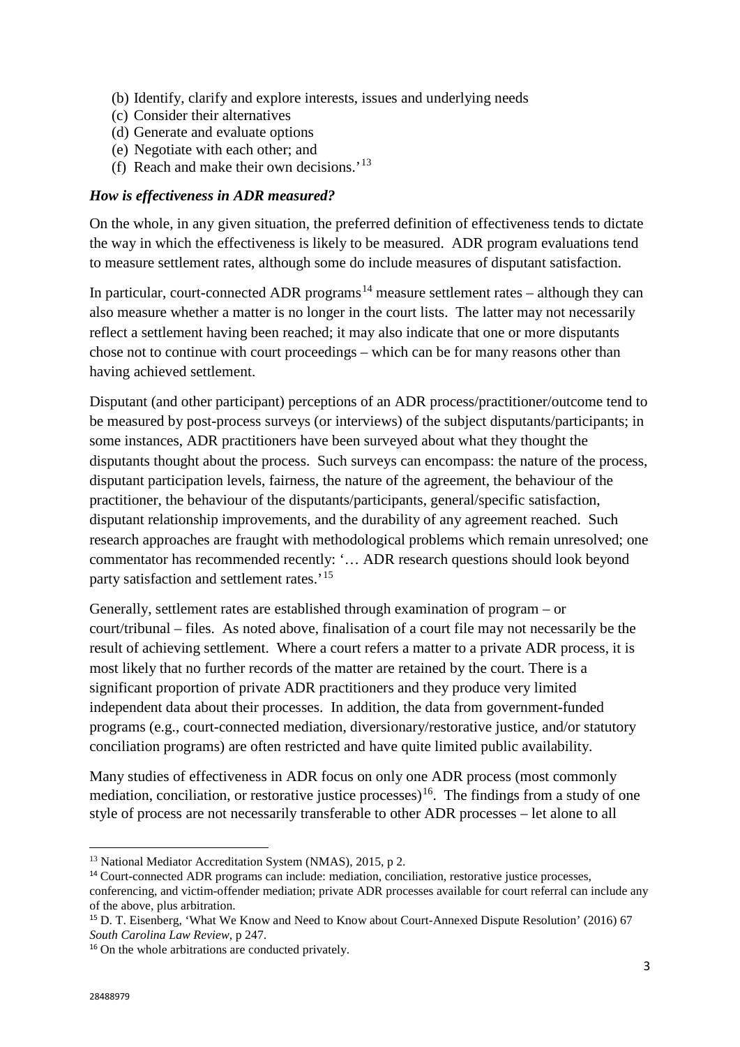(b) Identify, clarify and explore interests, issues and underlying needs
(c) Consider their alternatives
(d) Generate and evaluate options
(e) Negotiate with each other; and
(f) Reach and make their own decisions.'[13]

### *How is effectiveness in ADR measured?*

On the whole, in any given situation, the preferred definition of effectiveness tends to dictate the way in which the effectiveness is likely to be measured. ADR program evaluations tend to measure settlement rates, although some do include measures of disputant satisfaction.

In particular, court-connected ADR programs[14] measure settlement rates – although they can also measure whether a matter is no longer in the court lists. The latter may not necessarily reflect a settlement having been reached; it may also indicate that one or more disputants chose not to continue with court proceedings – which can be for many reasons other than having achieved settlement.

Disputant (and other participant) perceptions of an ADR process/practitioner/outcome tend to be measured by post-process surveys (or interviews) of the subject disputants/participants; in some instances, ADR practitioners have been surveyed about what they thought the disputants thought about the process. Such surveys can encompass: the nature of the process, disputant participation levels, fairness, the nature of the agreement, the behaviour of the practitioner, the behaviour of the disputants/participants, general/specific satisfaction, disputant relationship improvements, and the durability of any agreement reached. Such research approaches are fraught with methodological problems which remain unresolved; one commentator has recommended recently: '… ADR research questions should look beyond party satisfaction and settlement rates.'[15]

Generally, settlement rates are established through examination of program – or court/tribunal – files. As noted above, finalisation of a court file may not necessarily be the result of achieving settlement. Where a court refers a matter to a private ADR process, it is most likely that no further records of the matter are retained by the court. There is a significant proportion of private ADR practitioners and they produce very limited independent data about their processes. In addition, the data from government-funded programs (e.g., court-connected mediation, diversionary/restorative justice, and/or statutory conciliation programs) are often restricted and have quite limited public availability.

Many studies of effectiveness in ADR focus on only one ADR process (most commonly mediation, conciliation, or restorative justice processes)[16]. The findings from a study of one style of process are not necessarily transferable to other ADR processes – let alone to all

---

[13] National Mediator Accreditation System (NMAS), 2015, p 2.

[14] Court-connected ADR programs can include: mediation, conciliation, restorative justice processes, conferencing, and victim-offender mediation; private ADR processes available for court referral can include any of the above, plus arbitration.

[15] D. T. Eisenberg, 'What We Know and Need to Know about Court-Annexed Dispute Resolution' (2016) 67 *South Carolina Law Review*, p 247.

[16] On the whole arbitrations are conducted privately.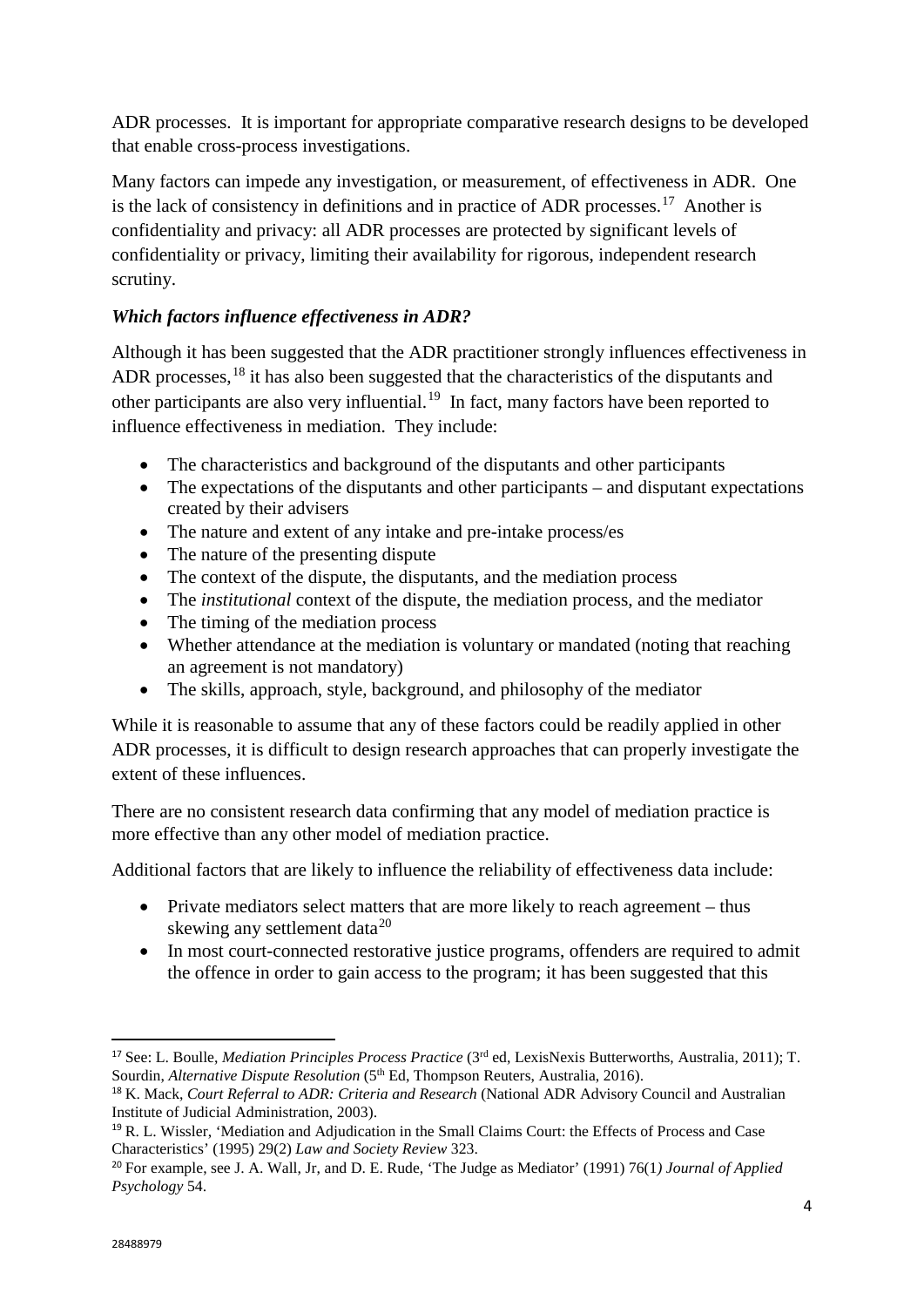ADR processes. It is important for appropriate comparative research designs to be developed that enable cross-process investigations.

Many factors can impede any investigation, or measurement, of effectiveness in ADR. One is the lack of consistency in definitions and in practice of ADR processes.[17] Another is confidentiality and privacy: all ADR processes are protected by significant levels of confidentiality or privacy, limiting their availability for rigorous, independent research scrutiny.

### *Which factors influence effectiveness in ADR?*

Although it has been suggested that the ADR practitioner strongly influences effectiveness in ADR processes,[18] it has also been suggested that the characteristics of the disputants and other participants are also very influential.[19] In fact, many factors have been reported to influence effectiveness in mediation. They include:

- The characteristics and background of the disputants and other participants
- The expectations of the disputants and other participants – and disputant expectations created by their advisers
- The nature and extent of any intake and pre-intake process/es
- The nature of the presenting dispute
- The context of the dispute, the disputants, and the mediation process
- The *institutional* context of the dispute, the mediation process, and the mediator
- The timing of the mediation process
- Whether attendance at the mediation is voluntary or mandated (noting that reaching an agreement is not mandatory)
- The skills, approach, style, background, and philosophy of the mediator

While it is reasonable to assume that any of these factors could be readily applied in other ADR processes, it is difficult to design research approaches that can properly investigate the extent of these influences.

There are no consistent research data confirming that any model of mediation practice is more effective than any other model of mediation practice.

Additional factors that are likely to influence the reliability of effectiveness data include:

- Private mediators select matters that are more likely to reach agreement – thus skewing any settlement data[20]
- In most court-connected restorative justice programs, offenders are required to admit the offence in order to gain access to the program; it has been suggested that this

---

[17] See: L. Boulle, *Mediation Principles Process Practice* (3rd ed, LexisNexis Butterworths, Australia, 2011); T. Sourdin, *Alternative Dispute Resolution* (5th Ed, Thompson Reuters, Australia, 2016).

[18] K. Mack, *Court Referral to ADR: Criteria and Research* (National ADR Advisory Council and Australian Institute of Judicial Administration, 2003).

[19] R. L. Wissler, 'Mediation and Adjudication in the Small Claims Court: the Effects of Process and Case Characteristics' (1995) 29(2) *Law and Society Review* 323.

[20] For example, see J. A. Wall, Jr, and D. E. Rude, 'The Judge as Mediator' (1991) 76(1*) Journal of Applied Psychology* 54.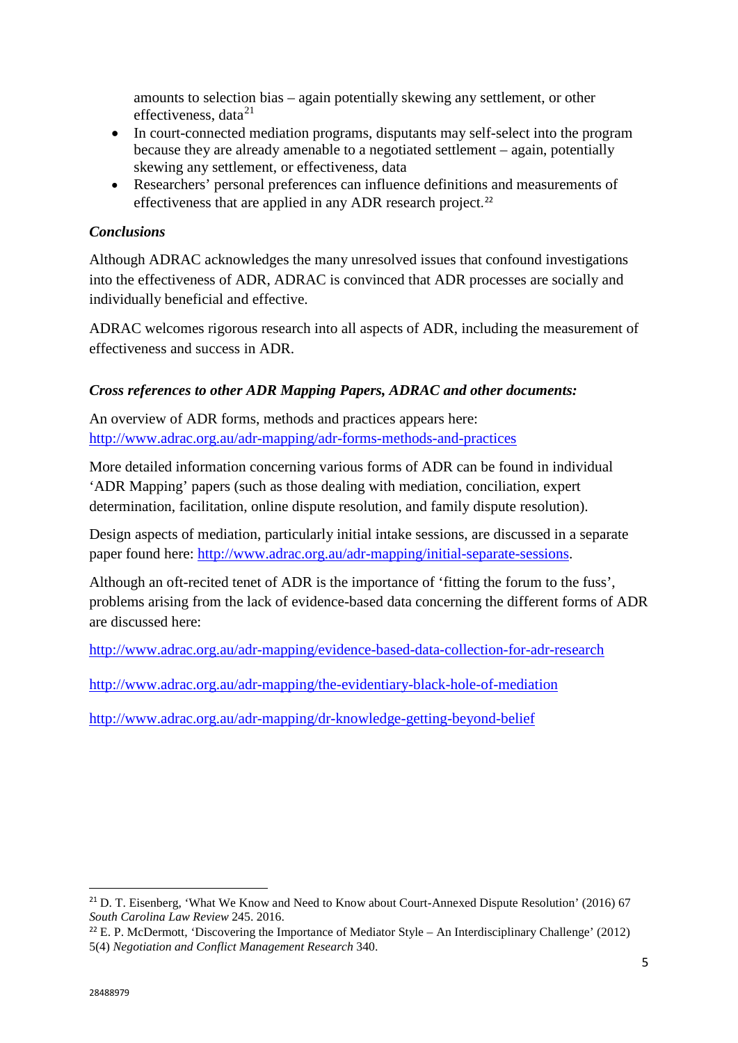amounts to selection bias – again potentially skewing any settlement, or other effectiveness, data[21]

- In court-connected mediation programs, disputants may self-select into the program because they are already amenable to a negotiated settlement – again, potentially skewing any settlement, or effectiveness, data
- Researchers' personal preferences can influence definitions and measurements of effectiveness that are applied in any ADR research project.[22]

### *Conclusions*

Although ADRAC acknowledges the many unresolved issues that confound investigations into the effectiveness of ADR, ADRAC is convinced that ADR processes are socially and individually beneficial and effective.

ADRAC welcomes rigorous research into all aspects of ADR, including the measurement of effectiveness and success in ADR.

### *Cross references to other ADR Mapping Papers, ADRAC and other documents:*

An overview of ADR forms, methods and practices appears here: http://www.adrac.org.au/adr-mapping/adr-forms-methods-and-practices

More detailed information concerning various forms of ADR can be found in individual 'ADR Mapping' papers (such as those dealing with mediation, conciliation, expert determination, facilitation, online dispute resolution, and family dispute resolution).

Design aspects of mediation, particularly initial intake sessions, are discussed in a separate paper found here: http://www.adrac.org.au/adr-mapping/initial-separate-sessions.

Although an oft-recited tenet of ADR is the importance of 'fitting the forum to the fuss', problems arising from the lack of evidence-based data concerning the different forms of ADR are discussed here:

http://www.adrac.org.au/adr-mapping/evidence-based-data-collection-for-adr-research

http://www.adrac.org.au/adr-mapping/the-evidentiary-black-hole-of-mediation

http://www.adrac.org.au/adr-mapping/dr-knowledge-getting-beyond-belief

---

[21] D. T. Eisenberg, 'What We Know and Need to Know about Court-Annexed Dispute Resolution' (2016) 67 *South Carolina Law Review* 245. 2016.

[22] E. P. McDermott, 'Discovering the Importance of Mediator Style – An Interdisciplinary Challenge' (2012) 5(4) *Negotiation and Conflict Management Research* 340.

28488979